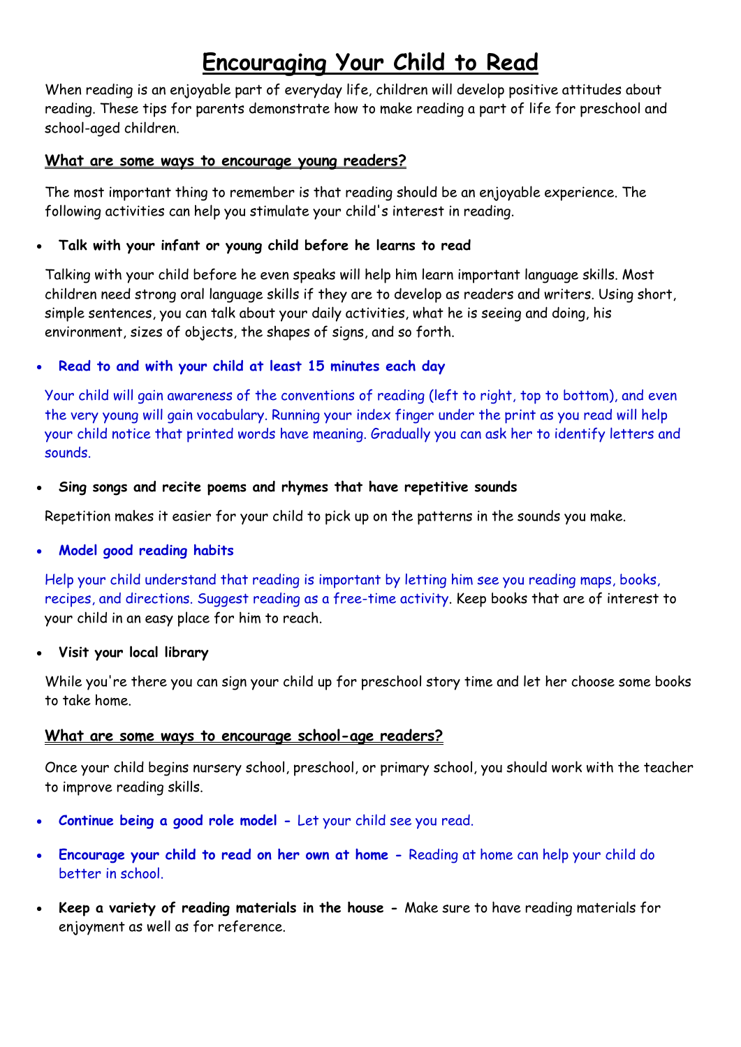# Encouraging Your Child to Read

When reading is an enjoyable part of everyday life, children will develop positive attitudes about reading. These tips for parents demonstrate how to make reading a part of life for preschool and school-aged children.

## What are some ways to encourage young readers?

The most important thing to remember is that reading should be an enjoyable experience. The following activities can help you stimulate your child's interest in reading.

- **Talk with your infant or young child before he learns to read**

Talking with your child before he even speaks will help him learn important language skills. Most children need strong oral language skills if they are to develop as readers and writers. Using short, simple sentences, you can talk about your daily activities, what he is seeing and doing, his environment, sizes of objects, the shapes of signs, and so forth.

- **Read to and with your child at least 15 minutes each day**

Your child will gain awareness of the conventions of reading (left to right, top to bottom), and even the very young will gain vocabulary. Running your index finger under the print as you read will help your child notice that printed words have meaning. Gradually you can ask her to identify letters and sounds.

- **Sing songs and recite poems and rhymes that have repetitive sounds**

Repetition makes it easier for your child to pick up on the patterns in the sounds you make.

- **Model good reading habits**

Help your child understand that reading is important by letting him see you reading maps, books, recipes, and directions. Suggest reading as a free-time activity. Keep books that are of interest to your child in an easy place for him to reach.

- **Visit your local library**

While you're there you can sign your child up for preschool story time and let her choose some books to take home.

## What are some ways to encourage school-age readers?

Once your child begins nursery school, preschool, or primary school, you should work with the teacher to improve reading skills.

- **Continue being a good role model -** Let your child see you read.
- **Encourage your child to read on her own at home -** Reading at home can help your child do better in school.
- **Keep a variety of reading materials in the house -** Make sure to have reading materials for enjoyment as well as for reference.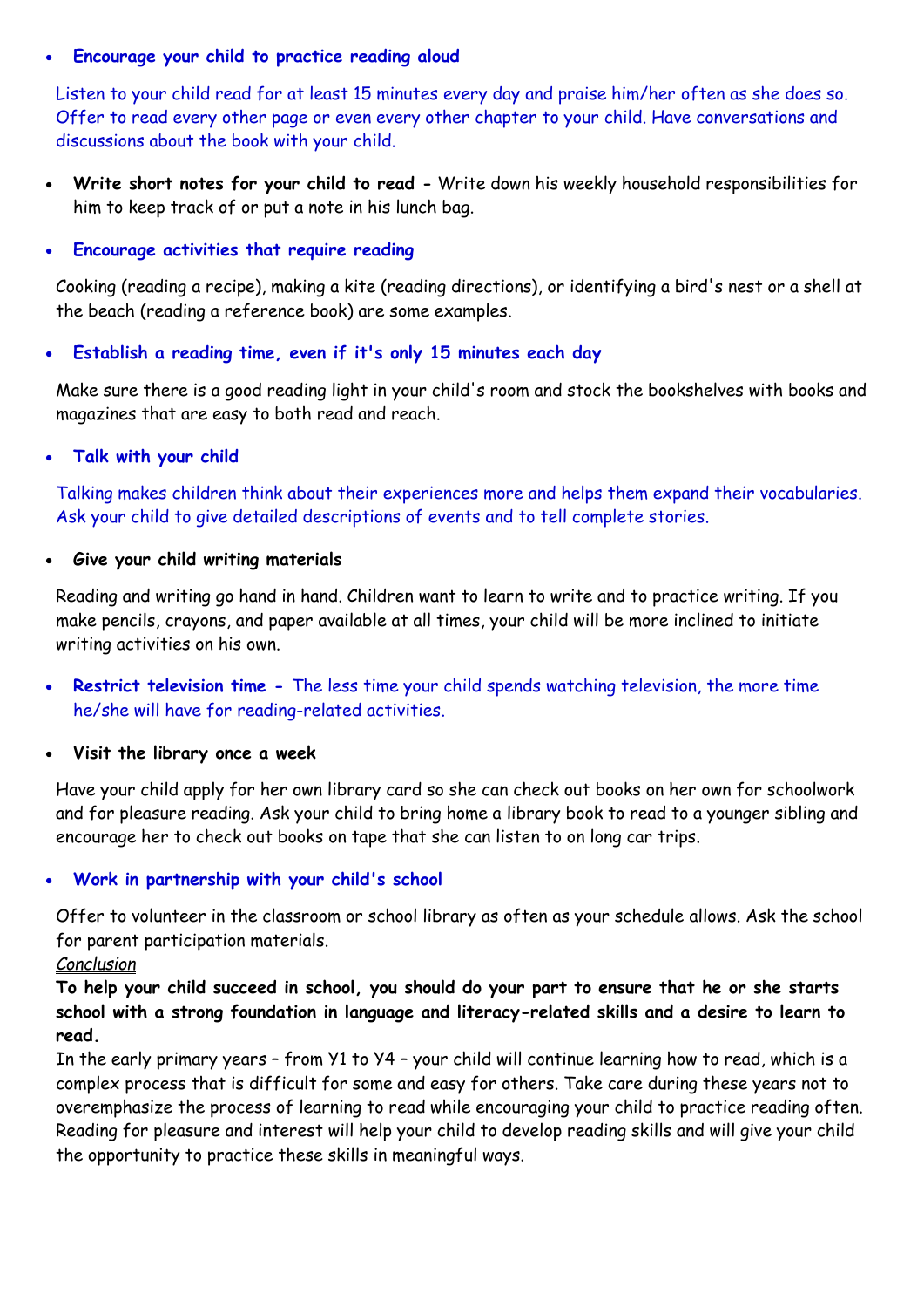- **Encourage your child to practice reading aloud**

  Listen to your child read for at least 15 minutes every day and praise him/her often as she does so. Offer to read every other page or even every other chapter to your child. Have conversations and discussions about the book with your child.

- **Write short notes for your child to read -** Write down his weekly household responsibilities for him to keep track of or put a note in his lunch bag.

- **Encourage activities that require reading**

  Cooking (reading a recipe), making a kite (reading directions), or identifying a bird's nest or a shell at the beach (reading a reference book) are some examples.

- **Establish a reading time, even if it's only 15 minutes each day**

  Make sure there is a good reading light in your child's room and stock the bookshelves with books and magazines that are easy to both read and reach.

- **Talk with your child**

  Talking makes children think about their experiences more and helps them expand their vocabularies. Ask your child to give detailed descriptions of events and to tell complete stories.

- **Give your child writing materials**

  Reading and writing go hand in hand. Children want to learn to write and to practice writing. If you make pencils, crayons, and paper available at all times, your child will be more inclined to initiate writing activities on his own.

- **Restrict television time -** The less time your child spends watching television, the more time he/she will have for reading-related activities.

- **Visit the library once a week**

  Have your child apply for her own library card so she can check out books on her own for schoolwork and for pleasure reading. Ask your child to bring home a library book to read to a younger sibling and encourage her to check out books on tape that she can listen to on long car trips.

- **Work in partnership with your child's school**

  Offer to volunteer in the classroom or school library as often as your schedule allows. Ask the school for parent participation materials.

*Conclusion*

**To help your child succeed in school, you should do your part to ensure that he or she starts school with a strong foundation in language and literacy-related skills and a desire to learn to read.**

In the early primary years – from Y1 to Y4 – your child will continue learning how to read, which is a complex process that is difficult for some and easy for others. Take care during these years not to overemphasize the process of learning to read while encouraging your child to practice reading often. Reading for pleasure and interest will help your child to develop reading skills and will give your child the opportunity to practice these skills in meaningful ways.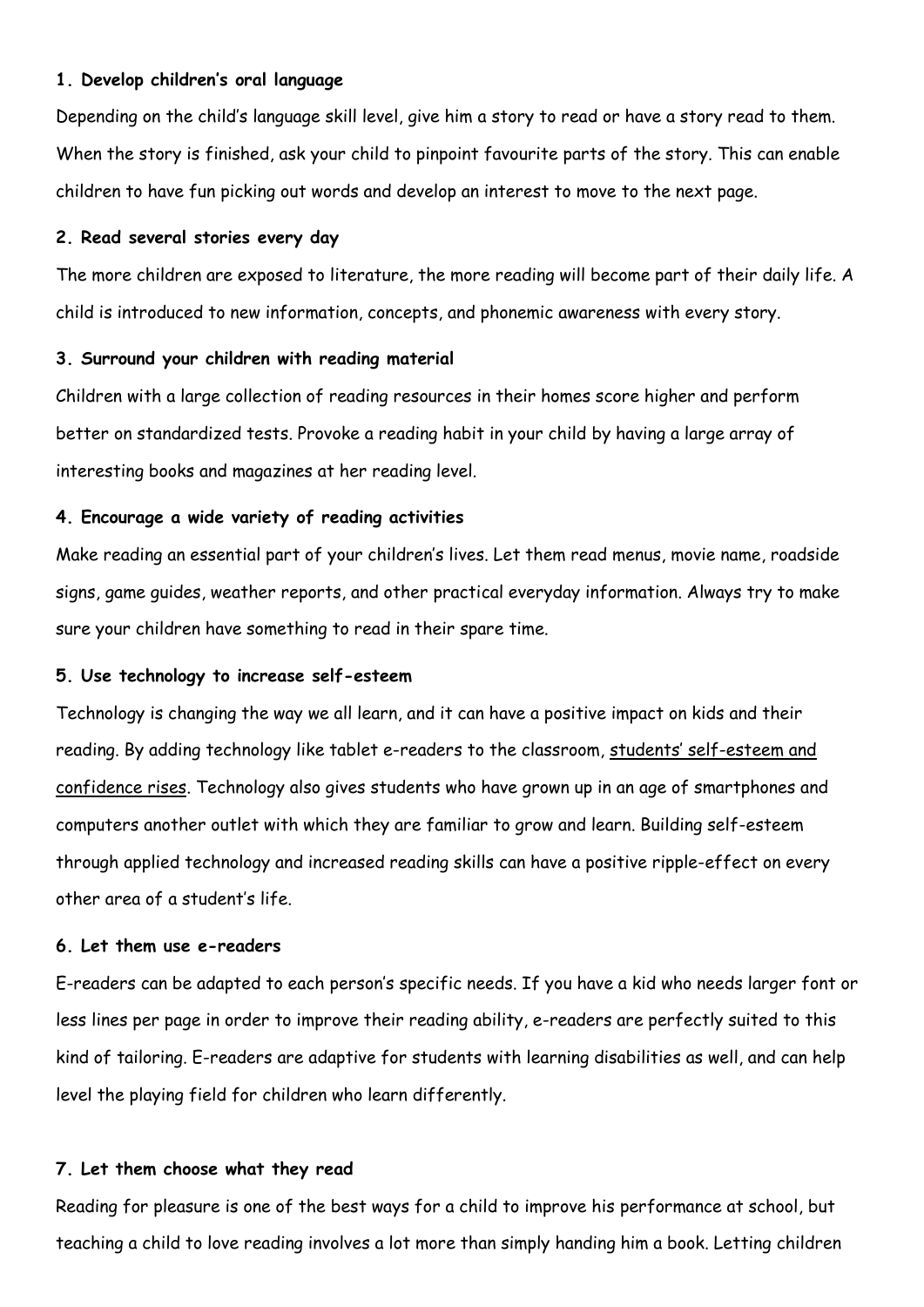**1. Develop children's oral language**

Depending on the child's language skill level, give him a story to read or have a story read to them. When the story is finished, ask your child to pinpoint favourite parts of the story. This can enable children to have fun picking out words and develop an interest to move to the next page.

**2. Read several stories every day**

The more children are exposed to literature, the more reading will become part of their daily life. A child is introduced to new information, concepts, and phonemic awareness with every story.

**3. Surround your children with reading material**

Children with a large collection of reading resources in their homes score higher and perform better on standardized tests. Provoke a reading habit in your child by having a large array of interesting books and magazines at her reading level.

**4. Encourage a wide variety of reading activities**

Make reading an essential part of your children's lives. Let them read menus, movie name, roadside signs, game guides, weather reports, and other practical everyday information. Always try to make sure your children have something to read in their spare time.

**5. Use technology to increase self-esteem**

Technology is changing the way we all learn, and it can have a positive impact on kids and their reading. By adding technology like tablet e-readers to the classroom, students' self-esteem and confidence rises. Technology also gives students who have grown up in an age of smartphones and computers another outlet with which they are familiar to grow and learn. Building self-esteem through applied technology and increased reading skills can have a positive ripple-effect on every other area of a student's life.

**6. Let them use e-readers**

E-readers can be adapted to each person's specific needs. If you have a kid who needs larger font or less lines per page in order to improve their reading ability, e-readers are perfectly suited to this kind of tailoring. E-readers are adaptive for students with learning disabilities as well, and can help level the playing field for children who learn differently.

**7. Let them choose what they read**

Reading for pleasure is one of the best ways for a child to improve his performance at school, but teaching a child to love reading involves a lot more than simply handing him a book. Letting children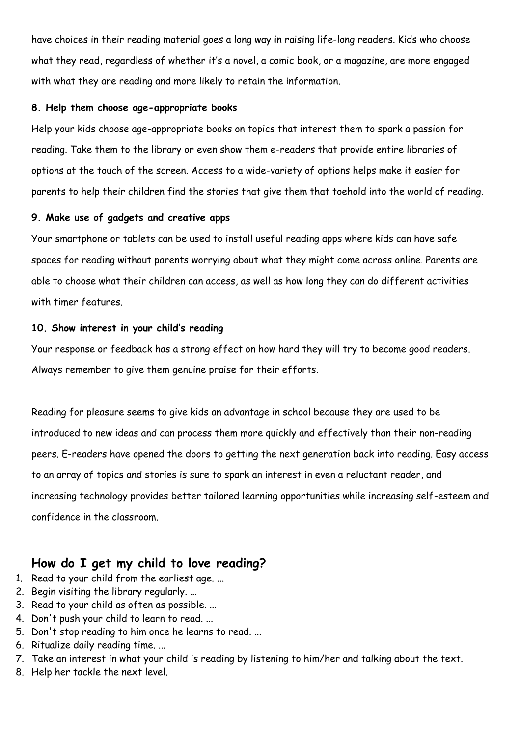have choices in their reading material goes a long way in raising life-long readers. Kids who choose what they read, regardless of whether it's a novel, a comic book, or a magazine, are more engaged with what they are reading and more likely to retain the information.

**8. Help them choose age-appropriate books**

Help your kids choose age-appropriate books on topics that interest them to spark a passion for reading. Take them to the library or even show them e-readers that provide entire libraries of options at the touch of the screen. Access to a wide-variety of options helps make it easier for parents to help their children find the stories that give them that toehold into the world of reading.

**9. Make use of gadgets and creative apps**

Your smartphone or tablets can be used to install useful reading apps where kids can have safe spaces for reading without parents worrying about what they might come across online. Parents are able to choose what their children can access, as well as how long they can do different activities with timer features.

**10. Show interest in your child's reading**

Your response or feedback has a strong effect on how hard they will try to become good readers. Always remember to give them genuine praise for their efforts.

Reading for pleasure seems to give kids an advantage in school because they are used to be introduced to new ideas and can process them more quickly and effectively than their non-reading peers. E-readers have opened the doors to getting the next generation back into reading. Easy access to an array of topics and stories is sure to spark an interest in even a reluctant reader, and increasing technology provides better tailored learning opportunities while increasing self-esteem and confidence in the classroom.

## How do I get my child to love reading?

1. Read to your child from the earliest age. ...
2. Begin visiting the library regularly. ...
3. Read to your child as often as possible. ...
4. Don't push your child to learn to read. ...
5. Don't stop reading to him once he learns to read. ...
6. Ritualize daily reading time. ...
7. Take an interest in what your child is reading by listening to him/her and talking about the text.
8. Help her tackle the next level.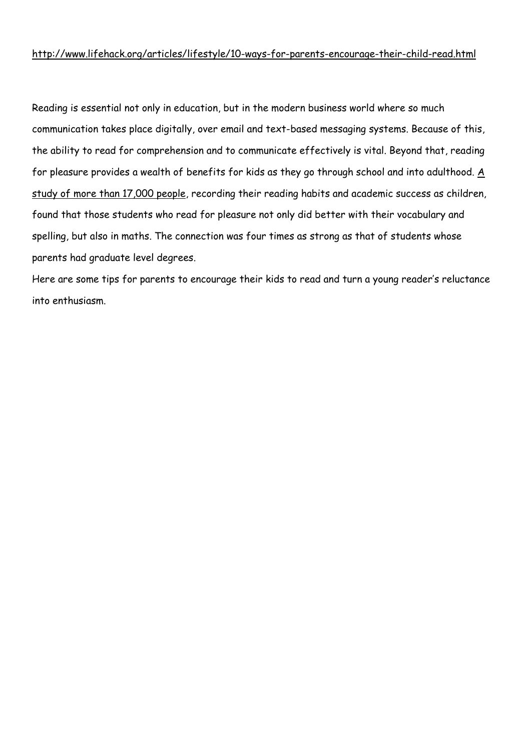http://www.lifehack.org/articles/lifestyle/10-ways-for-parents-encourage-their-child-read.html

Reading is essential not only in education, but in the modern business world where so much communication takes place digitally, over email and text-based messaging systems. Because of this, the ability to read for comprehension and to communicate effectively is vital. Beyond that, reading for pleasure provides a wealth of benefits for kids as they go through school and into adulthood. A study of more than 17,000 people, recording their reading habits and academic success as children, found that those students who read for pleasure not only did better with their vocabulary and spelling, but also in maths. The connection was four times as strong as that of students whose parents had graduate level degrees.

Here are some tips for parents to encourage their kids to read and turn a young reader's reluctance into enthusiasm.